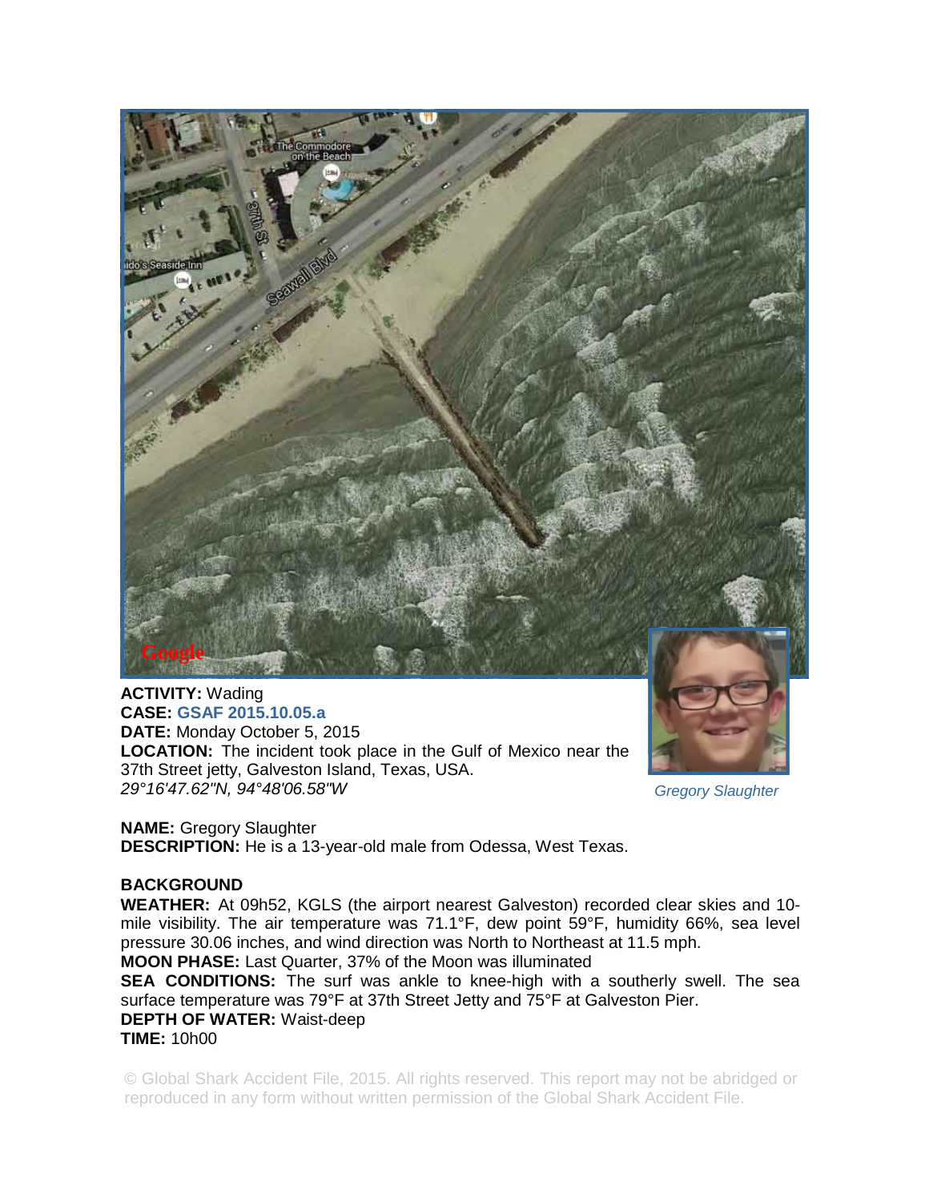**ACTIVITY:** Wading
**CASE:** GSAF 2015.10.05.a
**DATE:** Monday October 5, 2015
**LOCATION:** The incident took place in the Gulf of Mexico near the 37th Street jetty, Galveston Island, Texas, USA.
*29°16'47.62"N, 94°48'06.58"W*

*Gregory Slaughter*

**NAME:** Gregory Slaughter
**DESCRIPTION:** He is a 13-year-old male from Odessa, West Texas.

**BACKGROUND**
**WEATHER:** At 09h52, KGLS (the airport nearest Galveston) recorded clear skies and 10-mile visibility. The air temperature was 71.1°F, dew point 59°F, humidity 66%, sea level pressure 30.06 inches, and wind direction was North to Northeast at 11.5 mph.
**MOON PHASE:** Last Quarter, 37% of the Moon was illuminated
**SEA CONDITIONS:** The surf was ankle to knee-high with a southerly swell. The sea surface temperature was 79°F at 37th Street Jetty and 75°F at Galveston Pier.
**DEPTH OF WATER:** Waist-deep
**TIME:** 10h00

© Global Shark Accident File, 2015. All rights reserved. This report may not be abridged or reproduced in any form without written permission of the Global Shark Accident File.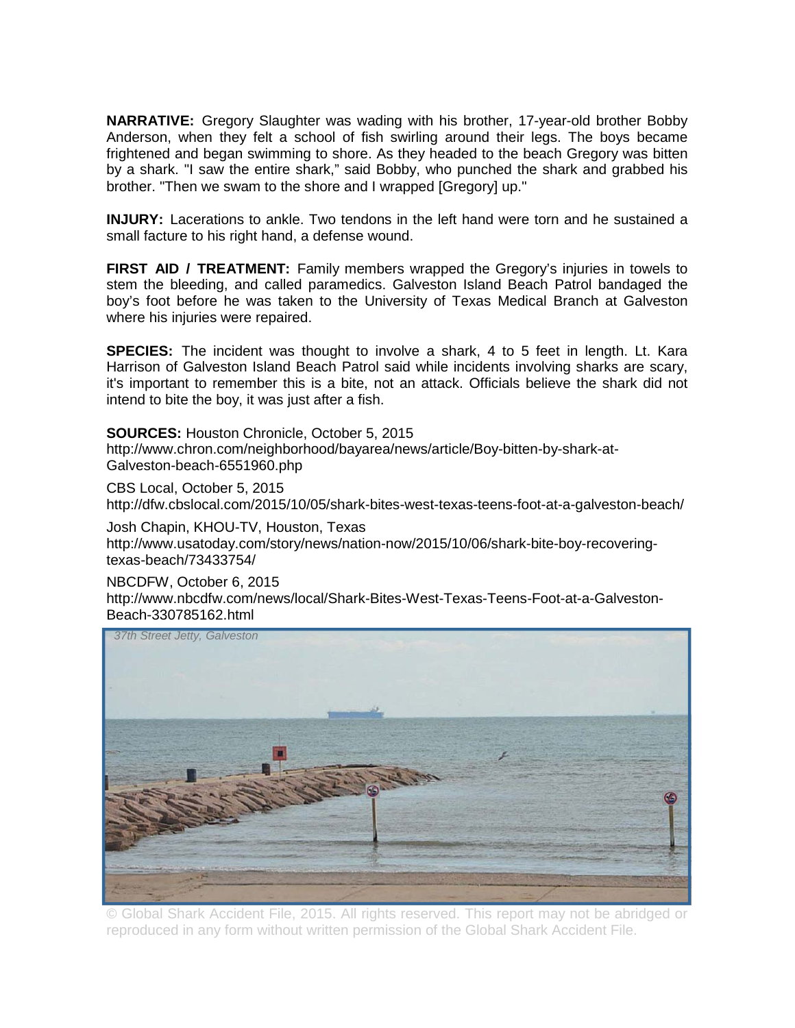**NARRATIVE:** Gregory Slaughter was wading with his brother, 17-year-old brother Bobby Anderson, when they felt a school of fish swirling around their legs. The boys became frightened and began swimming to shore. As they headed to the beach Gregory was bitten by a shark. "I saw the entire shark," said Bobby, who punched the shark and grabbed his brother. "Then we swam to the shore and I wrapped [Gregory] up."

**INJURY:** Lacerations to ankle. Two tendons in the left hand were torn and he sustained a small facture to his right hand, a defense wound.

**FIRST AID / TREATMENT:** Family members wrapped the Gregory's injuries in towels to stem the bleeding, and called paramedics. Galveston Island Beach Patrol bandaged the boy's foot before he was taken to the University of Texas Medical Branch at Galveston where his injuries were repaired.

**SPECIES:** The incident was thought to involve a shark, 4 to 5 feet in length. Lt. Kara Harrison of Galveston Island Beach Patrol said while incidents involving sharks are scary, it's important to remember this is a bite, not an attack. Officials believe the shark did not intend to bite the boy, it was just after a fish.

**SOURCES:** Houston Chronicle, October 5, 2015
http://www.chron.com/neighborhood/bayarea/news/article/Boy-bitten-by-shark-at-Galveston-beach-6551960.php

CBS Local, October 5, 2015
http://dfw.cbslocal.com/2015/10/05/shark-bites-west-texas-teens-foot-at-a-galveston-beach/

Josh Chapin, KHOU-TV, Houston, Texas
http://www.usatoday.com/story/news/nation-now/2015/10/06/shark-bite-boy-recovering-texas-beach/73433754/

NBCDFW, October 6, 2015
http://www.nbcdfw.com/news/local/Shark-Bites-West-Texas-Teens-Foot-at-a-Galveston-Beach-330785162.html

*37th Street Jetty, Galveston*

© Global Shark Accident File, 2015. All rights reserved. This report may not be abridged or reproduced in any form without written permission of the Global Shark Accident File.